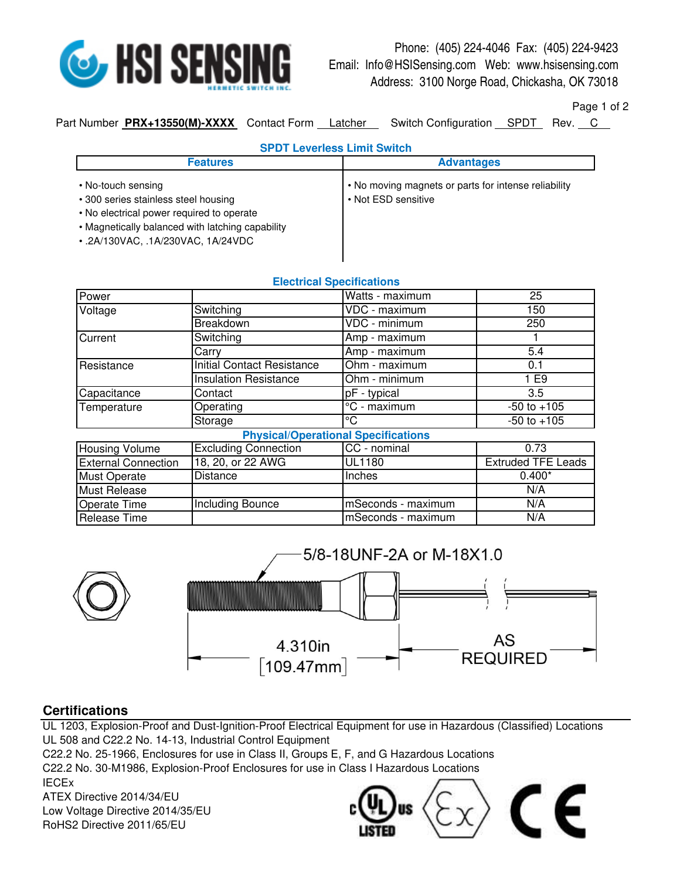HSI SENSING
HERMETIC SWITCH INC.

Phone: (405) 224-4046 Fax: (405) 224-9423
Email: Info@HSISensing.com Web: www.hsisensing.com
Address: 3100 Norge Road, Chickasha, OK 73018

Part Number **PRX+13550(M)-XXXX** Contact Form Latcher Switch Configuration SPDT Rev. C

## SPDT Leverless Limit Switch

| Features | Advantages |
|---|---|
| • No-touch sensing<br>• 300 series stainless steel housing<br>• No electrical power required to operate<br>• Magnetically balanced with latching capability<br>• .2A/130VAC, .1A/230VAC, 1A/24VDC | • No moving magnets or parts for intense reliability<br>• Not ESD sensitive |

## Electrical Specifications

| | | | |
|---|---|---|---|
| Power | | Watts - maximum | 25 |
| Voltage | Switching | VDC - maximum | 150 |
| | Breakdown | VDC - minimum | 250 |
| Current | Switching | Amp - maximum | 1 |
| | Carry | Amp - maximum | 5.4 |
| Resistance | Initial Contact Resistance | Ohm - maximum | 0.1 |
| | Insulation Resistance | Ohm - minimum | 1 E9 |
| Capacitance | Contact | pF - typical | 3.5 |
| Temperature | Operating | °C - maximum | -50 to +105 |
| | Storage | °C | -50 to +105 |

## Physical/Operational Specifications

| | | | |
|---|---|---|---|
| Housing Volume | Excluding Connection | CC - nominal | 0.73 |
| External Connection | 18, 20, or 22 AWG | UL1180 | Extruded TFE Leads |
| Must Operate | Distance | Inches | 0.400* |
| Must Release | | | N/A |
| Operate Time | Including Bounce | mSeconds - maximum | N/A |
| Release Time | | mSeconds - maximum | N/A |

5/8-18UNF-2A or M-18X1.0

4.310in [109.47mm]

AS REQUIRED

## Certifications

UL 1203, Explosion-Proof and Dust-Ignition-Proof Electrical Equipment for use in Hazardous (Classified) Locations
UL 508 and C22.2 No. 14-13, Industrial Control Equipment
C22.2 No. 25-1966, Enclosures for use in Class II, Groups E, F, and G Hazardous Locations
C22.2 No. 30-M1986, Explosion-Proof Enclosures for use in Class I Hazardous Locations
IECEx
ATEX Directive 2014/34/EU
Low Voltage Directive 2014/35/EU
RoHS2 Directive 2011/65/EU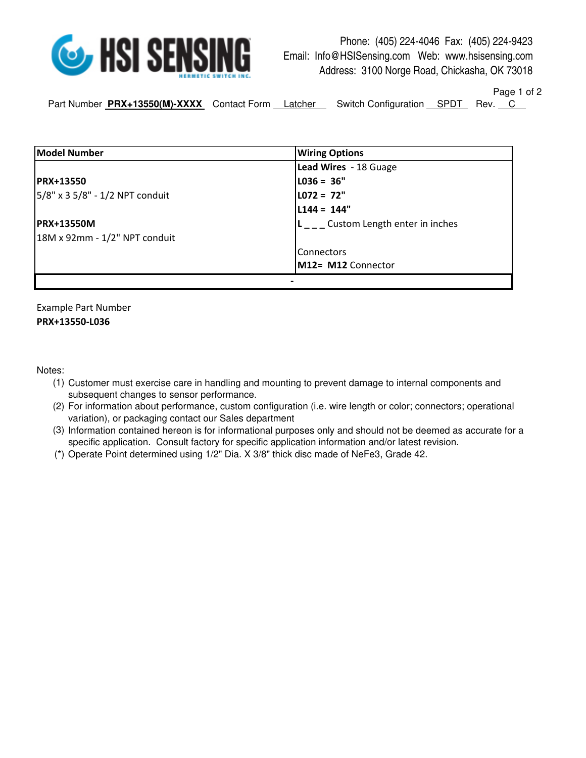Phone: (405) 224-4046 Fax: (405) 224-9423
Email: Info@HSISensing.com Web: www.hsisensing.com
Address: 3100 Norge Road, Chickasha, OK 73018

Part Number **PRX+13550(M)-XXXX** Contact Form Latcher Switch Configuration SPDT Rev. C

| Model Number | Wiring Options |
|---|---|
| | **Lead Wires** - 18 Guage |
| **PRX+13550** | **L036 = 36"** |
| 5/8" x 3 5/8" - 1/2 NPT conduit | **L072 = 72"** |
| | **L144 = 144"** |
| **PRX+13550M** | **L _ _ _** Custom Length enter in inches |
| 18M x 92mm - 1/2" NPT conduit | |
| | Connectors |
| | **M12= M12** Connector |
| - | |

Example Part Number
**PRX+13550-L036**

Notes:

(1) Customer must exercise care in handling and mounting to prevent damage to internal components and subsequent changes to sensor performance.
(2) For information about performance, custom configuration (i.e. wire length or color; connectors; operational variation), or packaging contact our Sales department
(3) Information contained hereon is for informational purposes only and should not be deemed as accurate for a specific application. Consult factory for specific application information and/or latest revision.
(*) Operate Point determined using 1/2" Dia. X 3/8" thick disc made of NeFe3, Grade 42.